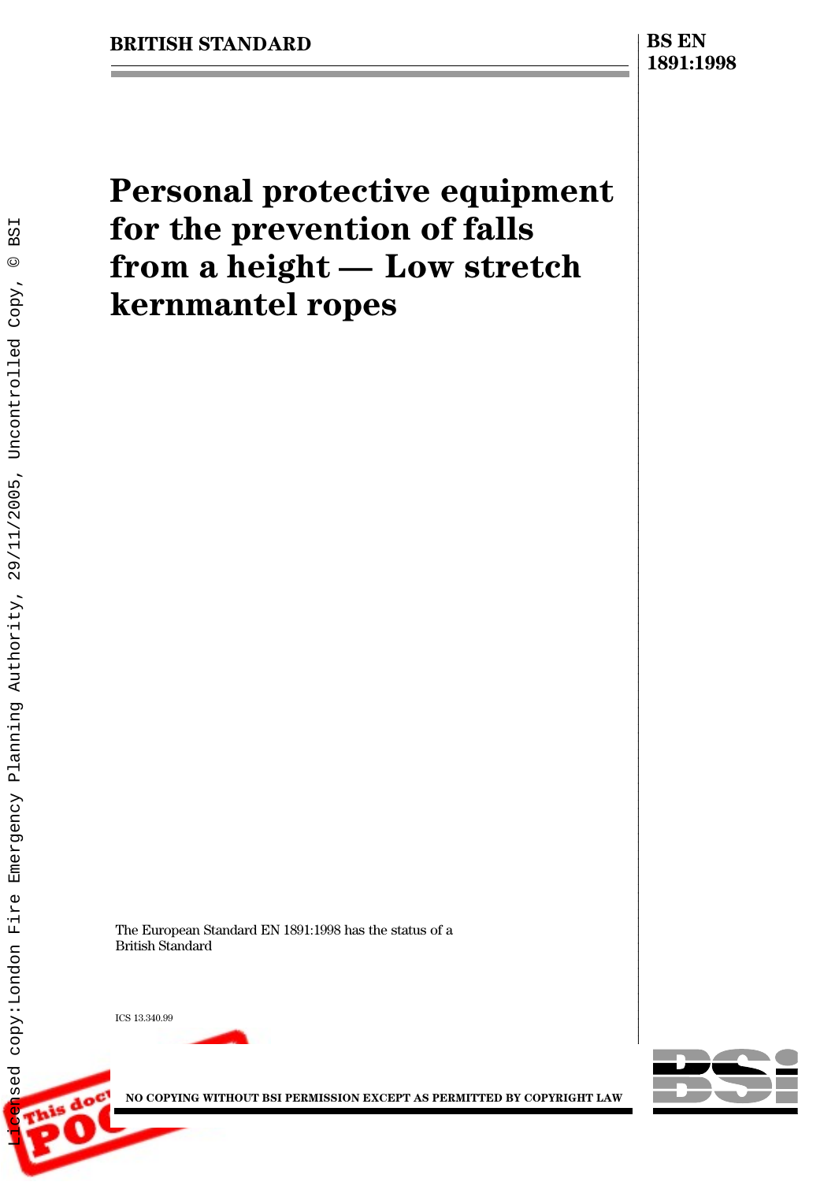BRITISH STANDARD

BS EN 1891:1998

# Personal protective equipment for the prevention of falls from a height — Low stretch kernmantel ropes

The European Standard EN 1891:1998 has the status of a British Standard

ICS 13.340.99

NO COPYING WITHOUT BSI PERMISSION EXCEPT AS PERMITTED BY COPYRIGHT LAW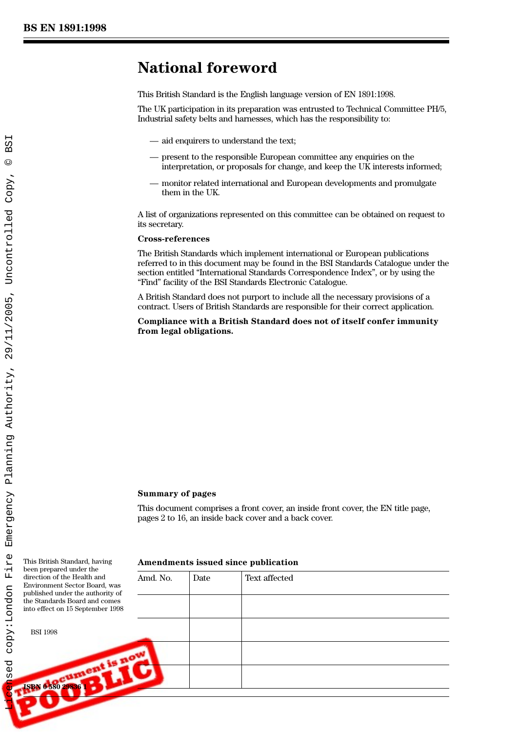# National foreword

This British Standard is the English language version of EN 1891:1998.

The UK participation in its preparation was entrusted to Technical Committee PH/5, Industrial safety belts and harnesses, which has the responsibility to:

- aid enquirers to understand the text;
- present to the responsible European committee any enquiries on the interpretation, or proposals for change, and keep the UK interests informed;
- monitor related international and European developments and promulgate them in the UK.

A list of organizations represented on this committee can be obtained on request to its secretary.

**Cross-references**

The British Standards which implement international or European publications referred to in this document may be found in the BSI Standards Catalogue under the section entitled "International Standards Correspondence Index", or by using the "Find" facility of the BSI Standards Electronic Catalogue.

A British Standard does not purport to include all the necessary provisions of a contract. Users of British Standards are responsible for their correct application.

**Compliance with a British Standard does not of itself confer immunity from legal obligations.**

**Summary of pages**

This document comprises a front cover, an inside front cover, the EN title page, pages 2 to 16, an inside back cover and a back cover.

This British Standard, having been prepared under the direction of the Health and Environment Sector Board, was published under the authority of the Standards Board and comes into effect on 15 September 1998

BSI 1998

ISBN 0 580 29836 1

**Amendments issued since publication**

| Amd. No. | Date | Text affected |
|---|---|---|
| | | |
| | | |
| | | |
| | | |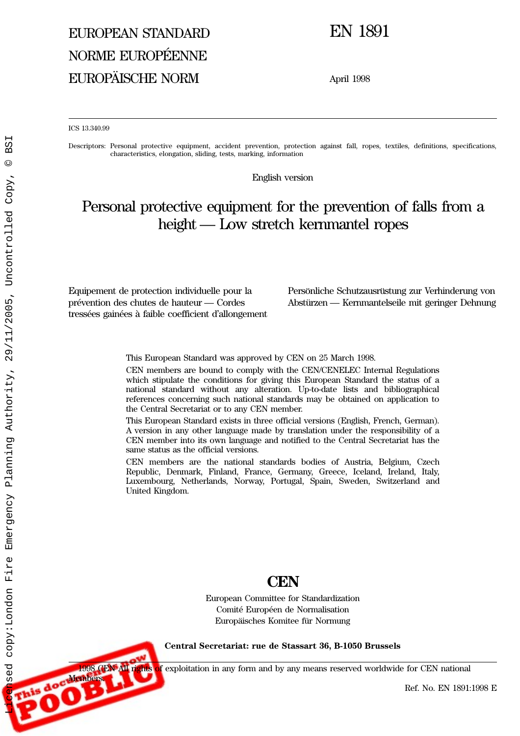EUROPEAN STANDARD

NORME EUROPÉENNE

EUROPÄISCHE NORM

# EN 1891

April 1998

ICS 13.340.99

Descriptors: Personal protective equipment, accident prevention, protection against fall, ropes, textiles, definitions, specifications, characteristics, elongation, sliding, tests, marking, information

English version

# Personal protective equipment for the prevention of falls from a height — Low stretch kernmantel ropes

Equipement de protection individuelle pour la prévention des chutes de hauteur — Cordes tressées gainées à faible coefficient d'allongement

Persönliche Schutzausrüstung zur Verhinderung von Abstürzen — Kernmantelseile mit geringer Dehnung

This European Standard was approved by CEN on 25 March 1998.

CEN members are bound to comply with the CEN/CENELEC Internal Regulations which stipulate the conditions for giving this European Standard the status of a national standard without any alteration. Up-to-date lists and bibliographical references concerning such national standards may be obtained on application to the Central Secretariat or to any CEN member.

This European Standard exists in three official versions (English, French, German). A version in any other language made by translation under the responsibility of a CEN member into its own language and notified to the Central Secretariat has the same status as the official versions.

CEN members are the national standards bodies of Austria, Belgium, Czech Republic, Denmark, Finland, France, Germany, Greece, Iceland, Ireland, Italy, Luxembourg, Netherlands, Norway, Portugal, Spain, Sweden, Switzerland and United Kingdom.

**CEN**

European Committee for Standardization

Comité Européen de Normalisation

Europäisches Komitee für Normung

**Central Secretariat: rue de Stassart 36, B-1050 Brussels**

© 1998 CEN All rights of exploitation in any form and by any means reserved worldwide for CEN national Members.

Ref. No. EN 1891:1998 E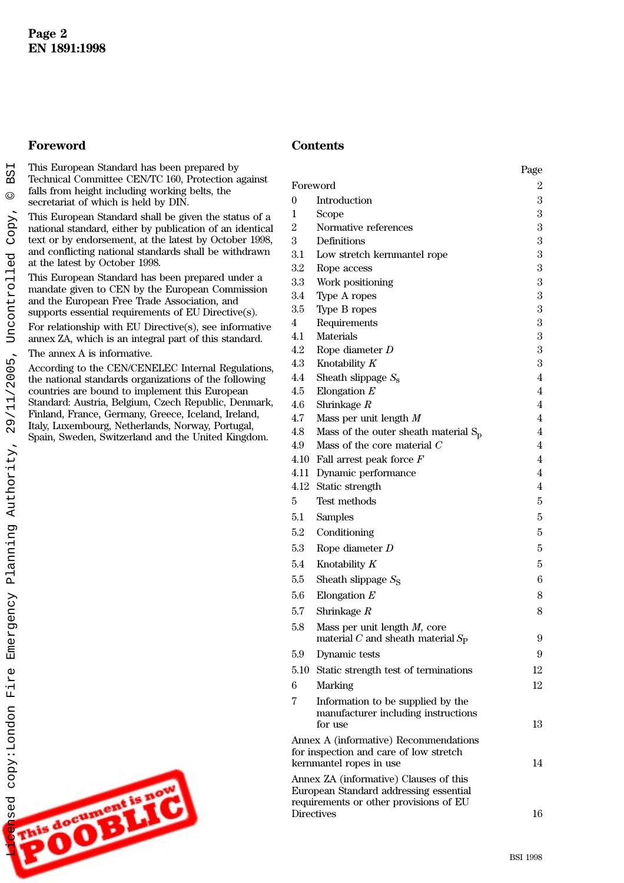## Foreword

This European Standard has been prepared by Technical Committee CEN/TC 160, Protection against falls from height including working belts, the secretariat of which is held by DIN.

This European Standard shall be given the status of a national standard, either by publication of an identical text or by endorsement, at the latest by October 1998, and conflicting national standards shall be withdrawn at the latest by October 1998.

This European Standard has been prepared under a mandate given to CEN by the European Commission and the European Free Trade Association, and supports essential requirements of EU Directive(s).

For relationship with EU Directive(s), see informative annex ZA, which is an integral part of this standard.

The annex A is informative.

According to the CEN/CENELEC Internal Regulations, the national standards organizations of the following countries are bound to implement this European Standard: Austria, Belgium, Czech Republic, Denmark, Finland, France, Germany, Greece, Iceland, Ireland, Italy, Luxembourg, Netherlands, Norway, Portugal, Spain, Sweden, Switzerland and the United Kingdom.

## Contents

| | | Page |
|---|---|---|
| Foreword | | 2 |
| 0 | Introduction | 3 |
| 1 | Scope | 3 |
| 2 | Normative references | 3 |
| 3 | Definitions | 3 |
| 3.1 | Low stretch kernmantel rope | 3 |
| 3.2 | Rope access | 3 |
| 3.3 | Work positioning | 3 |
| 3.4 | Type A ropes | 3 |
| 3.5 | Type B ropes | 3 |
| 4 | Requirements | 3 |
| 4.1 | Materials | 3 |
| 4.2 | Rope diameter $D$ | 3 |
| 4.3 | Knotability $K$ | 3 |
| 4.4 | Sheath slippage $S_s$ | 4 |
| 4.5 | Elongation $E$ | 4 |
| 4.6 | Shrinkage $R$ | 4 |
| 4.7 | Mass per unit length $M$ | 4 |
| 4.8 | Mass of the outer sheath material $S_p$ | 4 |
| 4.9 | Mass of the core material $C$ | 4 |
| 4.10 | Fall arrest peak force $F$ | 4 |
| 4.11 | Dynamic performance | 4 |
| 4.12 | Static strength | 4 |
| 5 | Test methods | 5 |
| 5.1 | Samples | 5 |
| 5.2 | Conditioning | 5 |
| 5.3 | Rope diameter $D$ | 5 |
| 5.4 | Knotability $K$ | 5 |
| 5.5 | Sheath slippage $S_S$ | 6 |
| 5.6 | Elongation $E$ | 8 |
| 5.7 | Shrinkage $R$ | 8 |
| 5.8 | Mass per unit length $M$, core material $C$ and sheath material $S_P$ | 9 |
| 5.9 | Dynamic tests | 9 |
| 5.10 | Static strength test of terminations | 12 |
| 6 | Marking | 12 |
| 7 | Information to be supplied by the manufacturer including instructions for use | 13 |
| Annex A (informative) Recommendations for inspection and care of low stretch kernmantel ropes in use | | 14 |
| Annex ZA (informative) Clauses of this European Standard addressing essential requirements or other provisions of EU Directives | | 16 |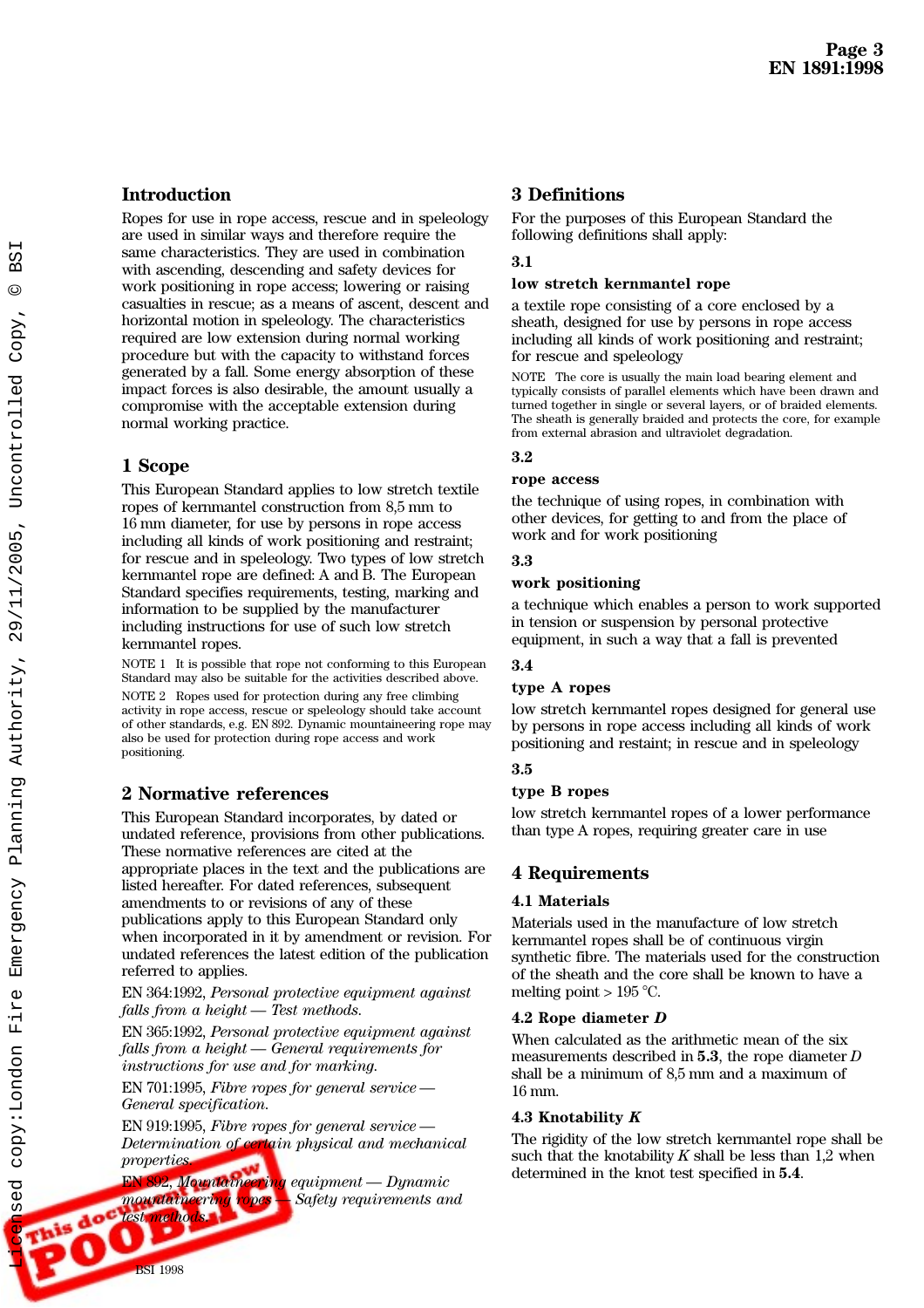## Introduction

Ropes for use in rope access, rescue and in speleology are used in similar ways and therefore require the same characteristics. They are used in combination with ascending, descending and safety devices for work positioning in rope access; lowering or raising casualties in rescue; as a means of ascent, descent and horizontal motion in speleology. The characteristics required are low extension during normal working procedure but with the capacity to withstand forces generated by a fall. Some energy absorption of these impact forces is also desirable, the amount usually a compromise with the acceptable extension during normal working practice.

## 1 Scope

This European Standard applies to low stretch textile ropes of kernmantel construction from 8,5 mm to 16 mm diameter, for use by persons in rope access including all kinds of work positioning and restraint; for rescue and in speleology. Two types of low stretch kernmantel rope are defined: A and B. The European Standard specifies requirements, testing, marking and information to be supplied by the manufacturer including instructions for use of such low stretch kernmantel ropes.

NOTE 1 It is possible that rope not conforming to this European Standard may also be suitable for the activities described above.

NOTE 2 Ropes used for protection during any free climbing activity in rope access, rescue or speleology should take account of other standards, e.g. EN 892. Dynamic mountaineering rope may also be used for protection during rope access and work positioning.

## 2 Normative references

This European Standard incorporates, by dated or undated reference, provisions from other publications. These normative references are cited at the appropriate places in the text and the publications are listed hereafter. For dated references, subsequent amendments to or revisions of any of these publications apply to this European Standard only when incorporated in it by amendment or revision. For undated references the latest edition of the publication referred to applies.

EN 364:1992, *Personal protective equipment against falls from a height — Test methods.*

EN 365:1992, *Personal protective equipment against falls from a height — General requirements for instructions for use and for marking.*

EN 701:1995, *Fibre ropes for general service — General specification.*

EN 919:1995, *Fibre ropes for general service — Determination of certain physical and mechanical properties.*

EN 892, *Mountaineering equipment — Dynamic mountaineering ropes — Safety requirements and test methods.*

## 3 Definitions

For the purposes of this European Standard the following definitions shall apply:

**3.1**

**low stretch kernmantel rope**

a textile rope consisting of a core enclosed by a sheath, designed for use by persons in rope access including all kinds of work positioning and restraint; for rescue and speleology

NOTE The core is usually the main load bearing element and typically consists of parallel elements which have been drawn and turned together in single or several layers, or of braided elements. The sheath is generally braided and protects the core, for example from external abrasion and ultraviolet degradation.

**3.2**

**rope access**

the technique of using ropes, in combination with other devices, for getting to and from the place of work and for work positioning

**3.3**

**work positioning**

a technique which enables a person to work supported in tension or suspension by personal protective equipment, in such a way that a fall is prevented

**3.4**

**type A ropes**

low stretch kernmantel ropes designed for general use by persons in rope access including all kinds of work positioning and restraint; in rescue and in speleology

**3.5**

**type B ropes**

low stretch kernmantel ropes of a lower performance than type A ropes, requiring greater care in use

## 4 Requirements

### 4.1 Materials

Materials used in the manufacture of low stretch kernmantel ropes shall be of continuous virgin synthetic fibre. The materials used for the construction of the sheath and the core shall be known to have a melting point > 195 °C.

### 4.2 Rope diameter *D*

When calculated as the arithmetic mean of the six measurements described in **5.3**, the rope diameter $D$ shall be a minimum of 8,5 mm and a maximum of 16 mm.

### 4.3 Knotability *K*

The rigidity of the low stretch kernmantel rope shall be such that the knotability $K$ shall be less than 1,2 when determined in the knot test specified in **5.4**.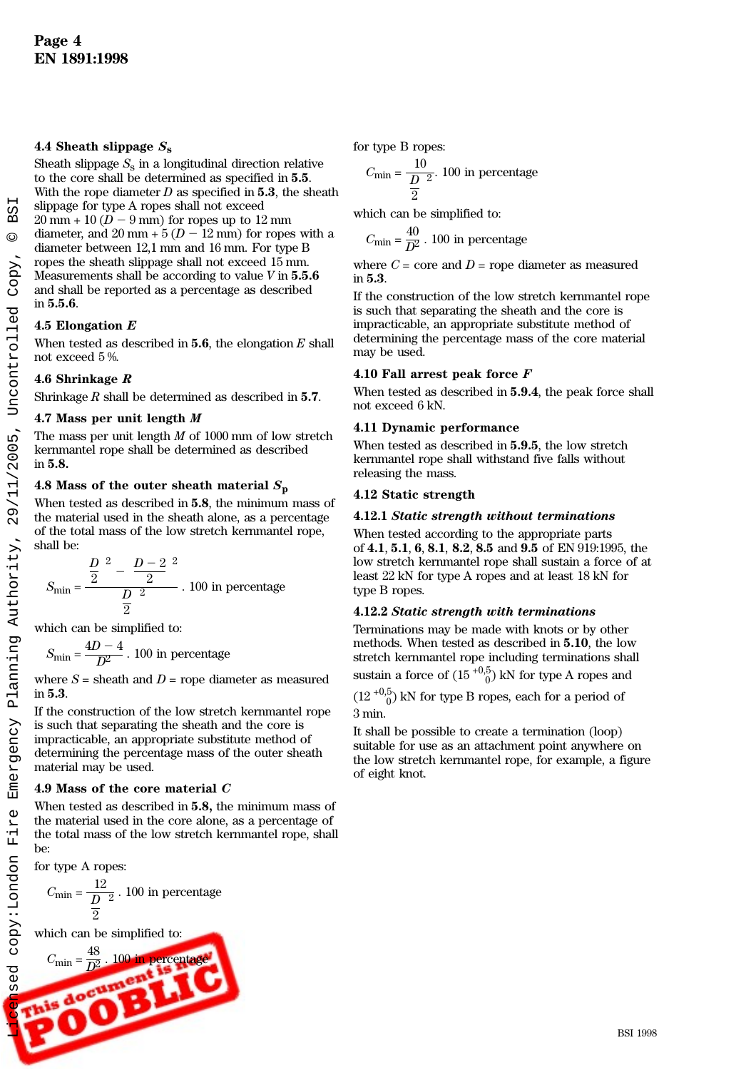### 4.4 Sheath slippage $S_s$

Sheath slippage $S_s$ in a longitudinal direction relative to the core shall be determined as specified in **5.5**. With the rope diameter $D$ as specified in **5.3**, the sheath slippage for type A ropes shall not exceed 20 mm + 10 ($D$ − 9 mm) for ropes up to 12 mm diameter, and 20 mm + 5 ($D$ − 12 mm) for ropes with a diameter between 12,1 mm and 16 mm. For type B ropes the sheath slippage shall not exceed 15 mm. Measurements shall be according to value $V$ in **5.5.6** and shall be reported as a percentage as described in **5.5.6**.

### 4.5 Elongation $E$

When tested as described in **5.6**, the elongation $E$ shall not exceed 5 %.

### 4.6 Shrinkage $R$

Shrinkage $R$ shall be determined as described in **5.7**.

### 4.7 Mass per unit length $M$

The mass per unit length $M$ of 1000 mm of low stretch kernmantel rope shall be determined as described in **5.8.**

### 4.8 Mass of the outer sheath material $S_p$

When tested as described in **5.8**, the minimum mass of the material used in the sheath alone, as a percentage of the total mass of the low stretch kernmantel rope, shall be:

$$S_{min} = \frac{\left(\frac{D}{2}\right)^2 - \left(\frac{D-2}{2}\right)^2}{\left(\frac{D}{2}\right)^2} \cdot 100 \text{ in percentage}$$

which can be simplified to:

$$S_{min} = \frac{4D-4}{D^2} \cdot 100 \text{ in percentage}$$

where $S$ = sheath and $D$ = rope diameter as measured in **5.3**.

If the construction of the low stretch kernmantel rope is such that separating the sheath and the core is impracticable, an appropriate substitute method of determining the percentage mass of the outer sheath material may be used.

### 4.9 Mass of the core material $C$

When tested as described in **5.8,** the minimum mass of the material used in the core alone, as a percentage of the total mass of the low stretch kernmantel rope, shall be:

for type A ropes:

$$C_{min} = \frac{12}{\left(\frac{D}{2}\right)^2} \cdot 100 \text{ in percentage}$$

which can be simplified to:

$$C_{min} = \frac{48}{D^2} \cdot 100 \text{ in percentage}$$

for type B ropes:

$$C_{min} = \frac{10}{\left(\frac{D}{2}\right)^2} \cdot 100 \text{ in percentage}$$

which can be simplified to:

$$C_{min} = \frac{40}{D^2} \cdot 100 \text{ in percentage}$$

where $C$ = core and $D$ = rope diameter as measured in **5.3**.

If the construction of the low stretch kernmantel rope is such that separating the sheath and the core is impracticable, an appropriate substitute method of determining the percentage mass of the core material may be used.

### 4.10 Fall arrest peak force $F$

When tested as described in **5.9.4**, the peak force shall not exceed 6 kN.

### 4.11 Dynamic performance

When tested as described in **5.9.5**, the low stretch kernmantel rope shall withstand five falls without releasing the mass.

### 4.12 Static strength

#### 4.12.1 *Static strength without terminations*

When tested according to the appropriate parts of **4.1**, **5.1**, **6**, **8.1**, **8.2**, **8.5** and **9.5** of EN 919:1995, the low stretch kernmantel rope shall sustain a force of at least 22 kN for type A ropes and at least 18 kN for type B ropes.

#### 4.12.2 *Static strength with terminations*

Terminations may be made with knots or by other methods. When tested as described in **5.10**, the low stretch kernmantel rope including terminations shall sustain a force of ($15^{+0,5}_{0}$) kN for type A ropes and ($12^{+0,5}_{0}$) kN for type B ropes, each for a period of 3 min.

It shall be possible to create a termination (loop) suitable for use as an attachment point anywhere on the low stretch kernmantel rope, for example, a figure of eight knot.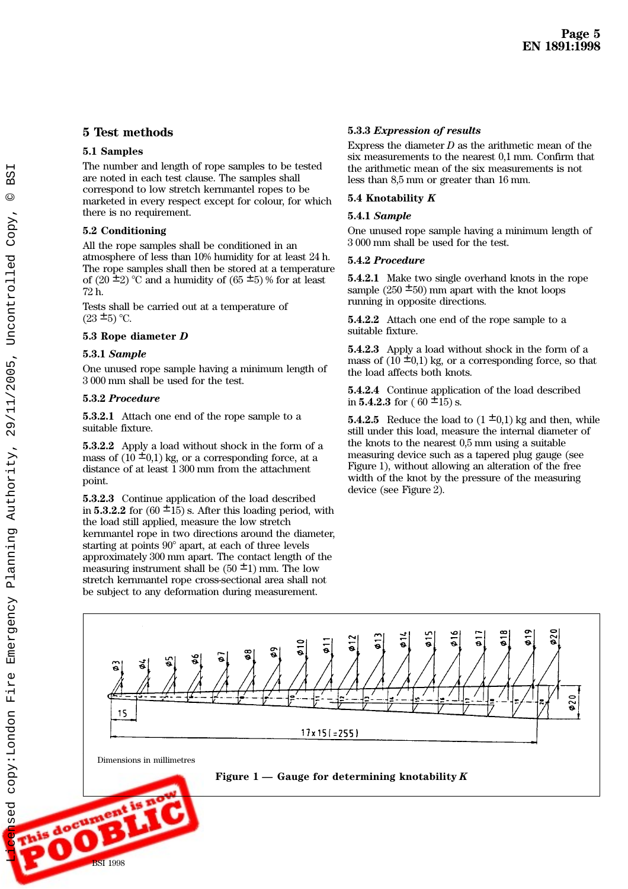## 5 Test methods

### 5.1 Samples

The number and length of rope samples to be tested are noted in each test clause. The samples shall correspond to low stretch kernmantel ropes to be marketed in every respect except for colour, for which there is no requirement.

### 5.2 Conditioning

All the rope samples shall be conditioned in an atmosphere of less than 10% humidity for at least 24 h. The rope samples shall then be stored at a temperature of (20 ±2) °C and a humidity of (65 ±5) % for at least 72 h.

Tests shall be carried out at a temperature of (23 ±5) °C.

### 5.3 Rope diameter *D*

#### 5.3.1 *Sample*

One unused rope sample having a minimum length of 3 000 mm shall be used for the test.

#### 5.3.2 *Procedure*

**5.3.2.1** Attach one end of the rope sample to a suitable fixture.

**5.3.2.2** Apply a load without shock in the form of a mass of (10 ±0,1) kg, or a corresponding force, at a distance of at least 1 300 mm from the attachment point.

**5.3.2.3** Continue application of the load described in **5.3.2.2** for (60 ±15) s. After this loading period, with the load still applied, measure the low stretch kernmantel rope in two directions around the diameter, starting at points 90° apart, at each of three levels approximately 300 mm apart. The contact length of the measuring instrument shall be (50 ±1) mm. The low stretch kernmantel rope cross-sectional area shall not be subject to any deformation during measurement.

#### 5.3.3 *Expression of results*

Express the diameter *D* as the arithmetic mean of the six measurements to the nearest 0,1 mm. Confirm that the arithmetic mean of the six measurements is not less than 8,5 mm or greater than 16 mm.

### 5.4 Knotability *K*

#### 5.4.1 *Sample*

One unused rope sample having a minimum length of 3 000 mm shall be used for the test.

#### 5.4.2 *Procedure*

**5.4.2.1** Make two single overhand knots in the rope sample (250 ±50) mm apart with the knot loops running in opposite directions.

**5.4.2.2** Attach one end of the rope sample to a suitable fixture.

**5.4.2.3** Apply a load without shock in the form of a mass of (10 ±0,1) kg, or a corresponding force, so that the load affects both knots.

**5.4.2.4** Continue application of the load described in **5.4.2.3** for ( 60 ±15) s.

**5.4.2.5** Reduce the load to (1 ±0,1) kg and then, while still under this load, measure the internal diameter of the knots to the nearest 0,5 mm using a suitable measuring device such as a tapered plug gauge (see Figure 1), without allowing an alteration of the free width of the knot by the pressure of the measuring device (see Figure 2).

Dimensions in millimetres

**Figure 1 — Gauge for determining knotability *K***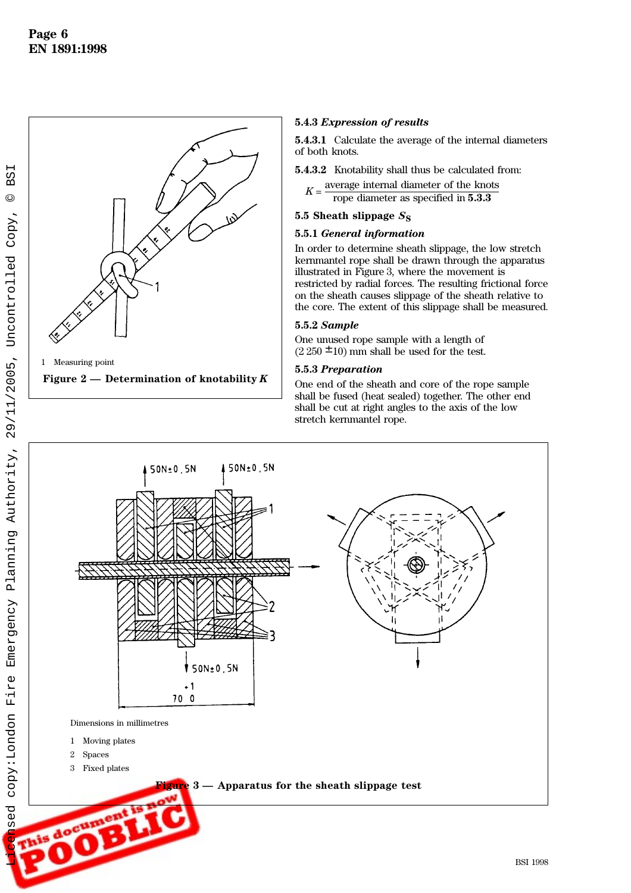1 Measuring point

**Figure 2 — Determination of knotability *K***

### 5.4.3 *Expression of results*

**5.4.3.1** Calculate the average of the internal diameters of both knots.

**5.4.3.2** Knotability shall thus be calculated from:

$$K = \frac{\text{average internal diameter of the knots}}{\text{rope diameter as specified in } \mathbf{5.3.3}}$$

## 5.5 Sheath slippage $S_S$

### 5.5.1 *General information*

In order to determine sheath slippage, the low stretch kernmantel rope shall be drawn through the apparatus illustrated in Figure 3, where the movement is restricted by radial forces. The resulting frictional force on the sheath causes slippage of the sheath relative to the core. The extent of this slippage shall be measured.

### 5.5.2 *Sample*

One unused rope sample with a length of (2 250 ± 10) mm shall be used for the test.

### 5.5.3 *Preparation*

One end of the sheath and core of the rope sample shall be fused (heat sealed) together. The other end shall be cut at right angles to the axis of the low stretch kernmantel rope.

Dimensions in millimetres

1 Moving plates
2 Spaces
3 Fixed plates

**Figure 3 — Apparatus for the sheath slippage test**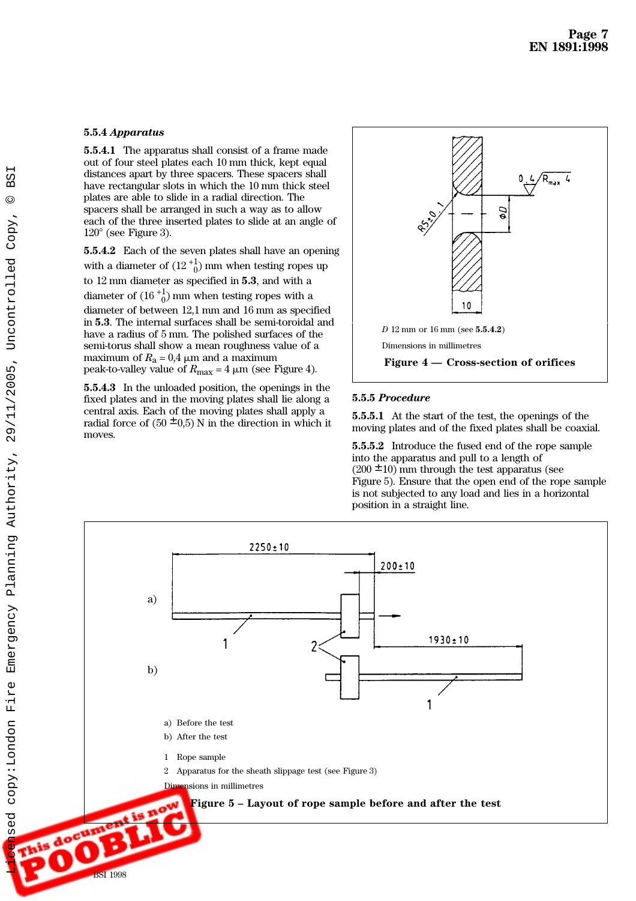**5.5.4 *Apparatus***

**5.5.4.1** The apparatus shall consist of a frame made out of four steel plates each 10 mm thick, kept equal distances apart by three spacers. These spacers shall have rectangular slots in which the 10 mm thick steel plates are able to slide in a radial direction. The spacers shall be arranged in such a way as to allow each of the three inserted plates to slide at an angle of 120° (see Figure 3).

**5.5.4.2** Each of the seven plates shall have an opening with a diameter of $(12\ ^{+1}_{0})$ mm when testing ropes up to 12 mm diameter as specified in **5.3**, and with a diameter of $(16\ ^{+1}_{0})$ mm when testing ropes with a diameter of between 12,1 mm and 16 mm as specified in **5.3**. The internal surfaces shall be semi-toroidal and have a radius of 5 mm. The polished surfaces of the semi-torus shall show a mean roughness value of a maximum of $R_a$ = 0,4 µm and a maximum peak-to-valley value of $R_{max}$ = 4 µm (see Figure 4).

**5.5.4.3** In the unloaded position, the openings in the fixed plates and in the moving plates shall lie along a central axis. Each of the moving plates shall apply a radial force of (50 ±0,5) N in the direction in which it moves.

$D$ 12 mm or 16 mm (see **5.5.4.2**)

Dimensions in millimetres

**Figure 4 — Cross-section of orifices**

**5.5.5 *Procedure***

**5.5.5.1** At the start of the test, the openings of the moving plates and of the fixed plates shall be coaxial.

**5.5.5.2** Introduce the fused end of the rope sample into the apparatus and pull to a length of (200 ±10) mm through the test apparatus (see Figure 5). Ensure that the open end of the rope sample is not subjected to any load and lies in a horizontal position in a straight line.

a) Before the test
b) After the test

1 Rope sample
2 Apparatus for the sheath slippage test (see Figure 3)

Dimensions in millimetres

**Figure 5 – Layout of rope sample before and after the test**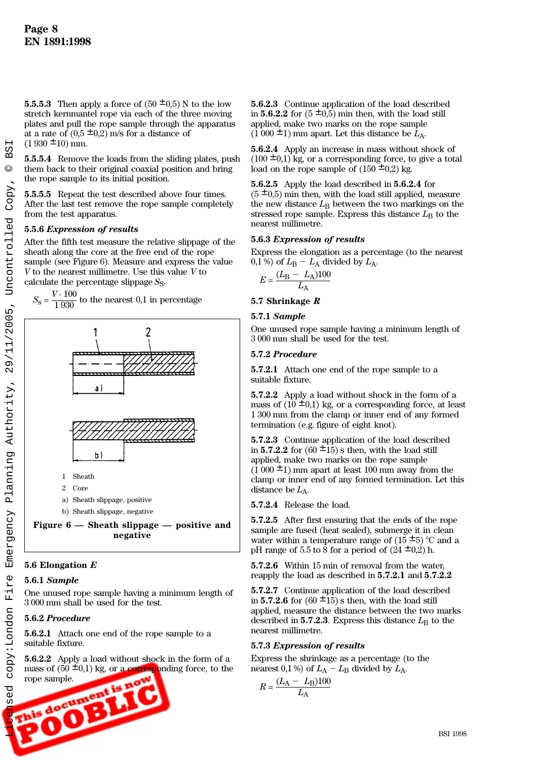**5.5.5.3** Then apply a force of (50 ±0,5) N to the low stretch kernmantel rope via each of the three moving plates and pull the rope sample through the apparatus at a rate of (0,5 ±0,2) m/s for a distance of (1 930 ±10) mm.

**5.5.5.4** Remove the loads from the sliding plates, push them back to their original coaxial position and bring the rope sample to its initial position.

**5.5.5.5** Repeat the test described above four times. After the last test remove the rope sample completely from the test apparatus.

### 5.5.6 *Expression of results*

After the fifth test measure the relative slippage of the sheath along the core at the free end of the rope sample (see Figure 6). Measure and express the value $V$ to the nearest millimetre. Use this value $V$ to calculate the percentage slippage $S_S$.

$$S_s = \frac{V \cdot 100}{1\,930}$$ to the nearest 0,1 in percentage

1 Sheath

2 Core

a) Sheath slippage, positive

b) Sheath slippage, negative

**Figure 6 — Sheath slippage — positive and negative**

## 5.6 Elongation *E*

### 5.6.1 *Sample*

One unused rope sample having a minimum length of 3 000 mm shall be used for the test.

### 5.6.2 *Procedure*

**5.6.2.1** Attach one end of the rope sample to a suitable fixture.

**5.6.2.2** Apply a load without shock in the form of a mass of (50 ±0,1) kg, or a corresponding force, to the rope sample.

**5.6.2.3** Continue application of the load described in **5.6.2.2** for (5 ±0,5) min then, with the load still applied, make two marks on the rope sample (1 000 ±1) mm apart. Let this distance be $L_A$.

**5.6.2.4** Apply an increase in mass without shock of (100 ±0,1) kg, or a corresponding force, to give a total load on the rope sample of (150 ±0,2) kg.

**5.6.2.5** Apply the load described in **5.6.2.4** for (5 ±0,5) min then, with the load still applied, measure the new distance $L_B$ between the two markings on the stressed rope sample. Express this distance $L_B$ to the nearest millimetre.

### 5.6.3 *Expression of results*

Express the elongation as a percentage (to the nearest 0,1 %) of $L_B - L_A$ divided by $L_A$.

$$E = \frac{(L_B - L_A)100}{L_A}$$

## 5.7 Shrinkage *R*

### 5.7.1 *Sample*

One unused rope sample having a minimum length of 3 000 mm shall be used for the test.

### 5.7.2 *Procedure*

**5.7.2.1** Attach one end of the rope sample to a suitable fixture.

**5.7.2.2** Apply a load without shock in the form of a mass of (10 ±0,1) kg, or a corresponding force, at least 1 300 mm from the clamp or inner end of any formed termination (e.g. figure of eight knot).

**5.7.2.3** Continue application of the load described in **5.7.2.2** for (60 ±15) s then, with the load still applied, make two marks on the rope sample (1 000 ±1) mm apart at least 100 mm away from the clamp or inner end of any formed termination. Let this distance be $L_A$.

**5.7.2.4** Release the load.

**5.7.2.5** After first ensuring that the ends of the rope sample are fused (heat sealed), submerge it in clean water within a temperature range of (15 ±5) °C and a pH range of 5.5 to 8 for a period of (24 ±0,2) h.

**5.7.2.6** Within 15 min of removal from the water, reapply the load as described in **5.7.2.1** and **5.7.2.2**

**5.7.2.7** Continue application of the load described in **5.7.2.6** for (60 ±15) s then, with the load still applied, measure the distance between the two marks described in **5.7.2.3**. Express this distance $L_B$ to the nearest millimetre.

### 5.7.3 *Expression of results*

Express the shrinkage as a percentage (to the nearest 0,1 %) of $L_A - L_B$ divided by $L_A$.

$$R = \frac{(L_A - L_B)100}{L_A}$$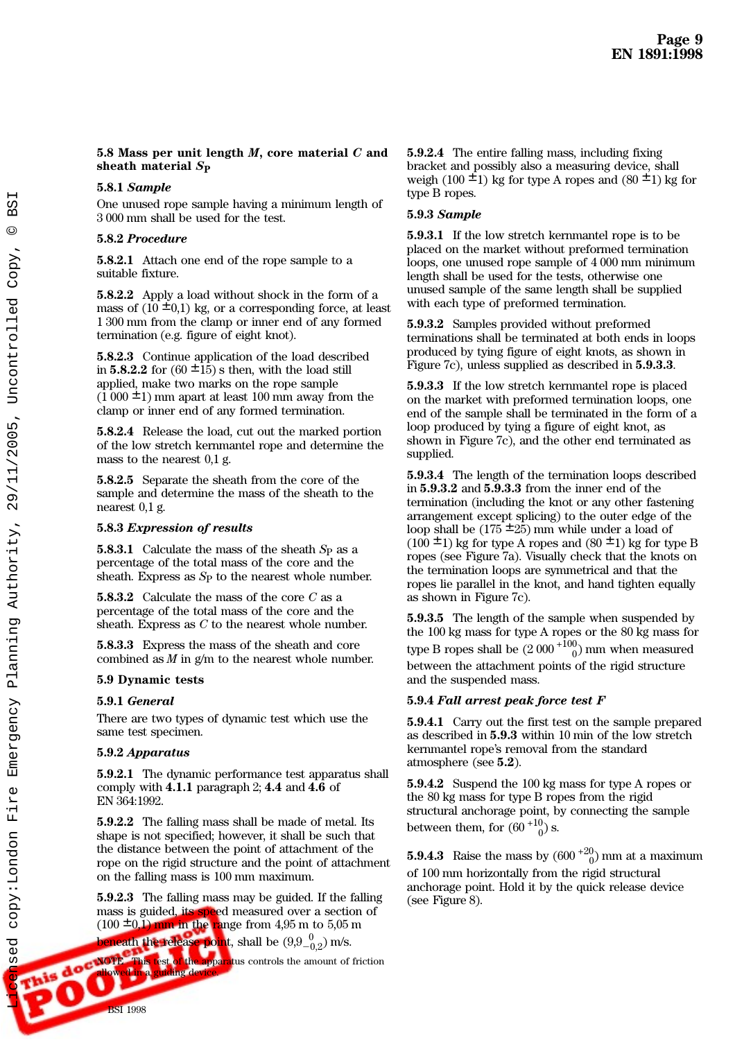### 5.8 Mass per unit length *M*, core material *C* and sheath material $S_P$

#### 5.8.1 *Sample*

One unused rope sample having a minimum length of 3 000 mm shall be used for the test.

#### 5.8.2 *Procedure*

**5.8.2.1** Attach one end of the rope sample to a suitable fixture.

**5.8.2.2** Apply a load without shock in the form of a mass of (10 ±0,1) kg, or a corresponding force, at least 1 300 mm from the clamp or inner end of any formed termination (e.g. figure of eight knot).

**5.8.2.3** Continue application of the load described in **5.8.2.2** for (60 ±15) s then, with the load still applied, make two marks on the rope sample (1 000 ±1) mm apart at least 100 mm away from the clamp or inner end of any formed termination.

**5.8.2.4** Release the load, cut out the marked portion of the low stretch kernmantel rope and determine the mass to the nearest 0,1 g.

**5.8.2.5** Separate the sheath from the core of the sample and determine the mass of the sheath to the nearest 0,1 g.

#### 5.8.3 *Expression of results*

**5.8.3.1** Calculate the mass of the sheath $S_P$ as a percentage of the total mass of the core and the sheath. Express as $S_P$ to the nearest whole number.

**5.8.3.2** Calculate the mass of the core *C* as a percentage of the total mass of the core and the sheath. Express as *C* to the nearest whole number.

**5.8.3.3** Express the mass of the sheath and core combined as *M* in g/m to the nearest whole number.

### 5.9 Dynamic tests

#### 5.9.1 *General*

There are two types of dynamic test which use the same test specimen.

#### 5.9.2 *Apparatus*

**5.9.2.1** The dynamic performance test apparatus shall comply with **4.1.1** paragraph 2; **4.4** and **4.6** of EN 364:1992.

**5.9.2.2** The falling mass shall be made of metal. Its shape is not specified; however, it shall be such that the distance between the point of attachment of the rope on the rigid structure and the point of attachment on the falling mass is 100 mm maximum.

**5.9.2.3** The falling mass may be guided. If the falling mass is guided, its speed measured over a section of (100 ±0,1) mm in the range from 4,95 m to 5,05 m beneath the release point, shall be $(9{,}9\,^{0}_{-0{,}2})$ m/s.

NOTE This test of the apparatus controls the amount of friction allowed in a guiding device.

**5.9.2.4** The entire falling mass, including fixing bracket and possibly also a measuring device, shall weigh (100 ±1) kg for type A ropes and (80 ±1) kg for type B ropes.

#### 5.9.3 *Sample*

**5.9.3.1** If the low stretch kernmantel rope is to be placed on the market without preformed termination loops, one unused rope sample of 4 000 mm minimum length shall be used for the tests, otherwise one unused sample of the same length shall be supplied with each type of preformed termination.

**5.9.3.2** Samples provided without preformed terminations shall be terminated at both ends in loops produced by tying figure of eight knots, as shown in Figure 7c), unless supplied as described in **5.9.3.3**.

**5.9.3.3** If the low stretch kernmantel rope is placed on the market with preformed termination loops, one end of the sample shall be terminated in the form of a loop produced by tying a figure of eight knot, as shown in Figure 7c), and the other end terminated as supplied.

**5.9.3.4** The length of the termination loops described in **5.9.3.2** and **5.9.3.3** from the inner end of the termination (including the knot or any other fastening arrangement except splicing) to the outer edge of the loop shall be (175 ±25) mm while under a load of (100 ±1) kg for type A ropes and (80 ±1) kg for type B ropes (see Figure 7a). Visually check that the knots on the termination loops are symmetrical and that the ropes lie parallel in the knot, and hand tighten equally as shown in Figure 7c).

**5.9.3.5** The length of the sample when suspended by the 100 kg mass for type A ropes or the 80 kg mass for type B ropes shall be $(2\,000\,^{+100}_{0})$ mm when measured between the attachment points of the rigid structure and the suspended mass.

#### 5.9.4 *Fall arrest peak force test F*

**5.9.4.1** Carry out the first test on the sample prepared as described in **5.9.3** within 10 min of the low stretch kernmantel rope's removal from the standard atmosphere (see **5.2**).

**5.9.4.2** Suspend the 100 kg mass for type A ropes or the 80 kg mass for type B ropes from the rigid structural anchorage point, by connecting the sample between them, for $(60\,^{+10}_{0})$ s.

**5.9.4.3** Raise the mass by $(600\,^{+20}_{0})$ mm at a maximum of 100 mm horizontally from the rigid structural anchorage point. Hold it by the quick release device (see Figure 8).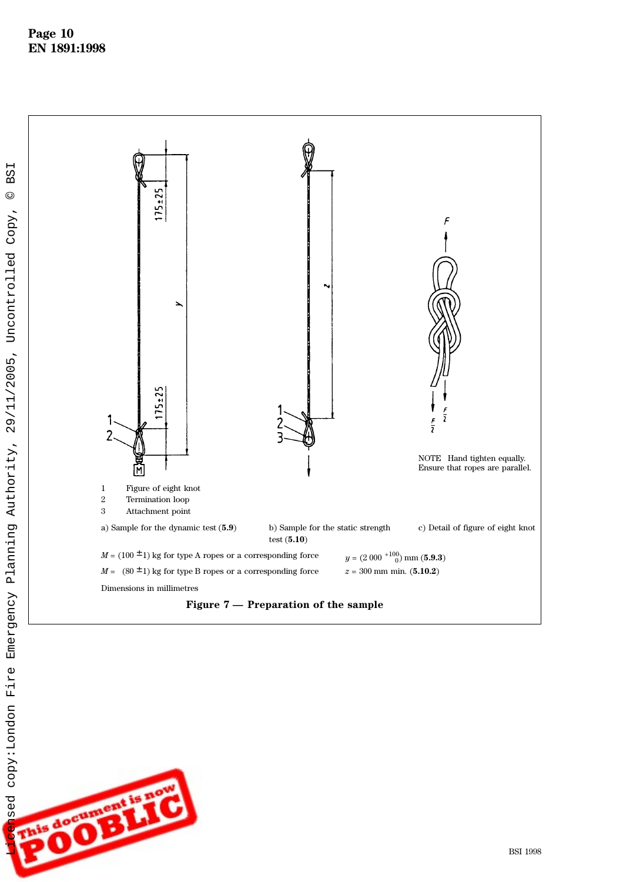1 Figure of eight knot

2 Termination loop

3 Attachment point

a) Sample for the dynamic test (**5.9**)

b) Sample for the static strength test (**5.10**)

c) Detail of figure of eight knot

NOTE Hand tighten equally. Ensure that ropes are parallel.

$M$ = (100 ± 1) kg for type A ropes or a corresponding force

$M$ = (80 ± 1) kg for type B ropes or a corresponding force

$y = (2\,000\,^{+100}_{\ \ 0})$ mm (**5.9.3**)

$z$ = 300 mm min. (**5.10.2**)

Dimensions in millimetres

**Figure 7 — Preparation of the sample**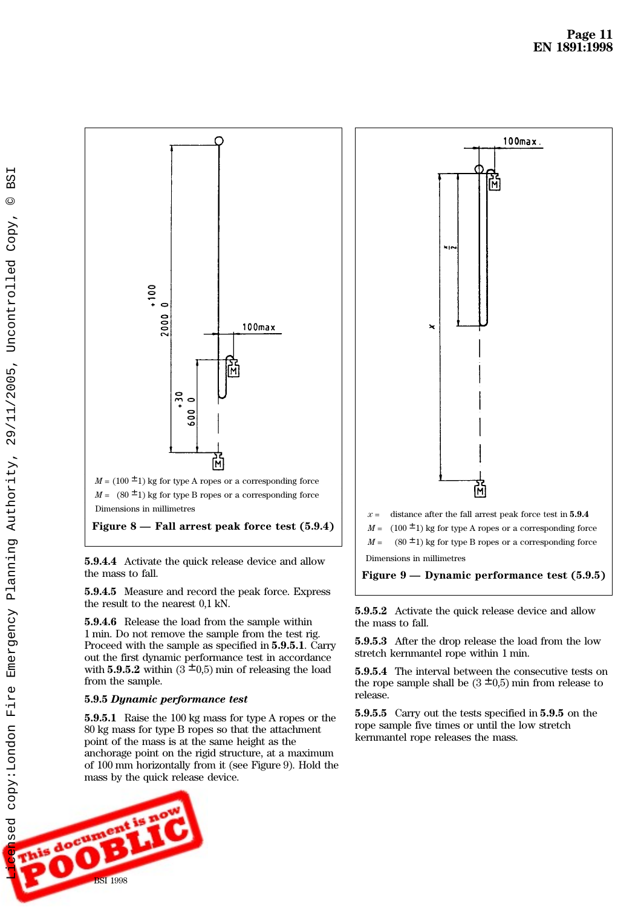M = (100 ±1) kg for type A ropes or a corresponding force

M = (80 ±1) kg for type B ropes or a corresponding force

Dimensions in millimetres

**Figure 8 — Fall arrest peak force test (5.9.4)**

**5.9.4.4** Activate the quick release device and allow the mass to fall.

**5.9.4.5** Measure and record the peak force. Express the result to the nearest 0,1 kN.

**5.9.4.6** Release the load from the sample within 1 min. Do not remove the sample from the test rig. Proceed with the sample as specified in **5.9.5.1**. Carry out the first dynamic performance test in accordance with **5.9.5.2** within (3 ±0,5) min of releasing the load from the sample.

**5.9.5** ***Dynamic performance test***

**5.9.5.1** Raise the 100 kg mass for type A ropes or the 80 kg mass for type B ropes so that the attachment point of the mass is at the same height as the anchorage point on the rigid structure, at a maximum of 100 mm horizontally from it (see Figure 9). Hold the mass by the quick release device.

$x$ = distance after the fall arrest peak force test in **5.9.4**

M = (100 ±1) kg for type A ropes or a corresponding force

M = (80 ±1) kg for type B ropes or a corresponding force

Dimensions in millimetres

**Figure 9 — Dynamic performance test (5.9.5)**

**5.9.5.2** Activate the quick release device and allow the mass to fall.

**5.9.5.3** After the drop release the load from the low stretch kernmantel rope within 1 min.

**5.9.5.4** The interval between the consecutive tests on the rope sample shall be (3 ±0,5) min from release to release.

**5.9.5.5** Carry out the tests specified in **5.9.5** on the rope sample five times or until the low stretch kernmantel rope releases the mass.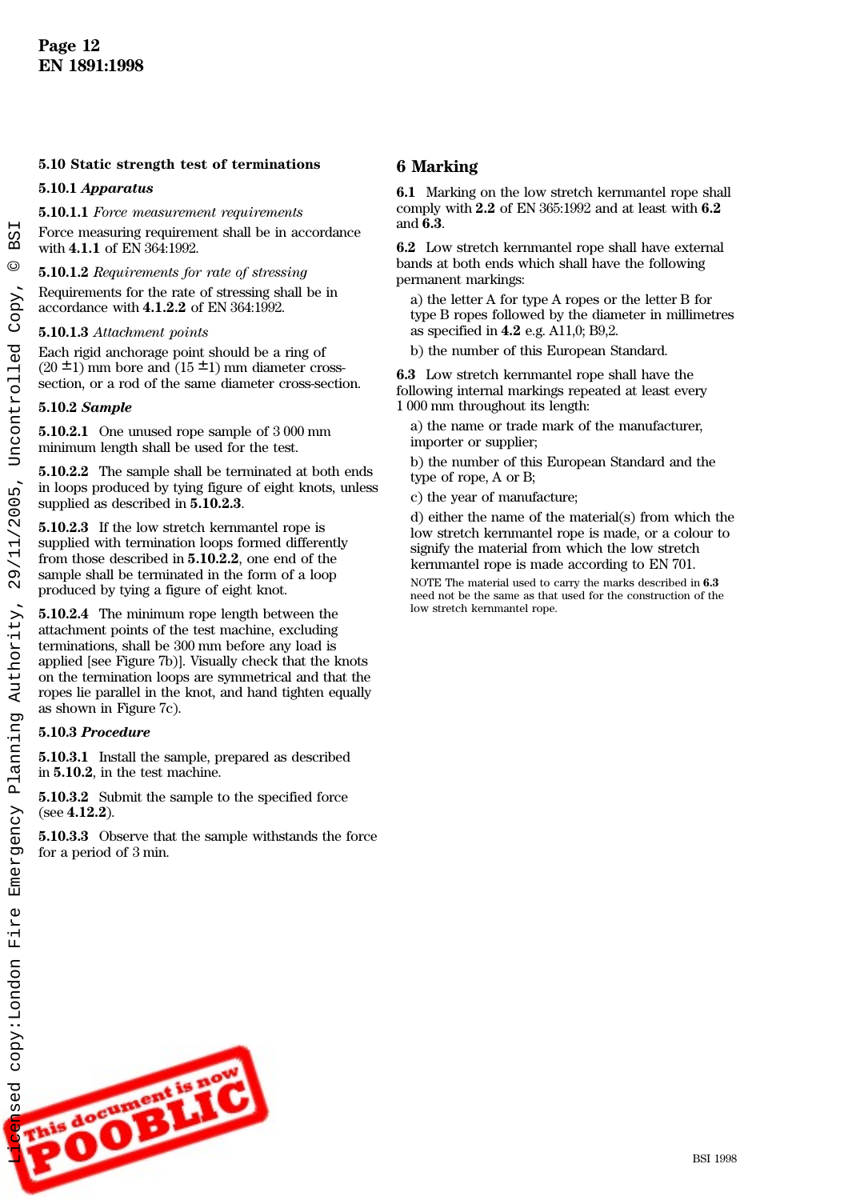## 5.10 Static strength test of terminations

### 5.10.1 *Apparatus*

**5.10.1.1** *Force measurement requirements*

Force measuring requirement shall be in accordance with **4.1.1** of EN 364:1992.

**5.10.1.2** *Requirements for rate of stressing*

Requirements for the rate of stressing shall be in accordance with **4.1.2.2** of EN 364:1992.

**5.10.1.3** *Attachment points*

Each rigid anchorage point should be a ring of (20 ± 1) mm bore and (15 ± 1) mm diameter cross-section, or a rod of the same diameter cross-section.

### 5.10.2 *Sample*

**5.10.2.1** One unused rope sample of 3 000 mm minimum length shall be used for the test.

**5.10.2.2** The sample shall be terminated at both ends in loops produced by tying figure of eight knots, unless supplied as described in **5.10.2.3**.

**5.10.2.3** If the low stretch kernmantel rope is supplied with termination loops formed differently from those described in **5.10.2.2**, one end of the sample shall be terminated in the form of a loop produced by tying a figure of eight knot.

**5.10.2.4** The minimum rope length between the attachment points of the test machine, excluding terminations, shall be 300 mm before any load is applied [see Figure 7b)]. Visually check that the knots on the termination loops are symmetrical and that the ropes lie parallel in the knot, and hand tighten equally as shown in Figure 7c).

### 5.10.3 *Procedure*

**5.10.3.1** Install the sample, prepared as described in **5.10.2**, in the test machine.

**5.10.3.2** Submit the sample to the specified force (see **4.12.2**).

**5.10.3.3** Observe that the sample withstands the force for a period of 3 min.

## 6 Marking

**6.1** Marking on the low stretch kernmantel rope shall comply with **2.2** of EN 365:1992 and at least with **6.2** and **6.3**.

**6.2** Low stretch kernmantel rope shall have external bands at both ends which shall have the following permanent markings:

a) the letter A for type A ropes or the letter B for type B ropes followed by the diameter in millimetres as specified in **4.2** e.g. A11,0; B9,2.

b) the number of this European Standard.

**6.3** Low stretch kernmantel rope shall have the following internal markings repeated at least every 1 000 mm throughout its length:

a) the name or trade mark of the manufacturer, importer or supplier;

b) the number of this European Standard and the type of rope, A or B;

c) the year of manufacture;

d) either the name of the material(s) from which the low stretch kernmantel rope is made, or a colour to signify the material from which the low stretch kernmantel rope is made according to EN 701.

NOTE The material used to carry the marks described in **6.3** need not be the same as that used for the construction of the low stretch kernmantel rope.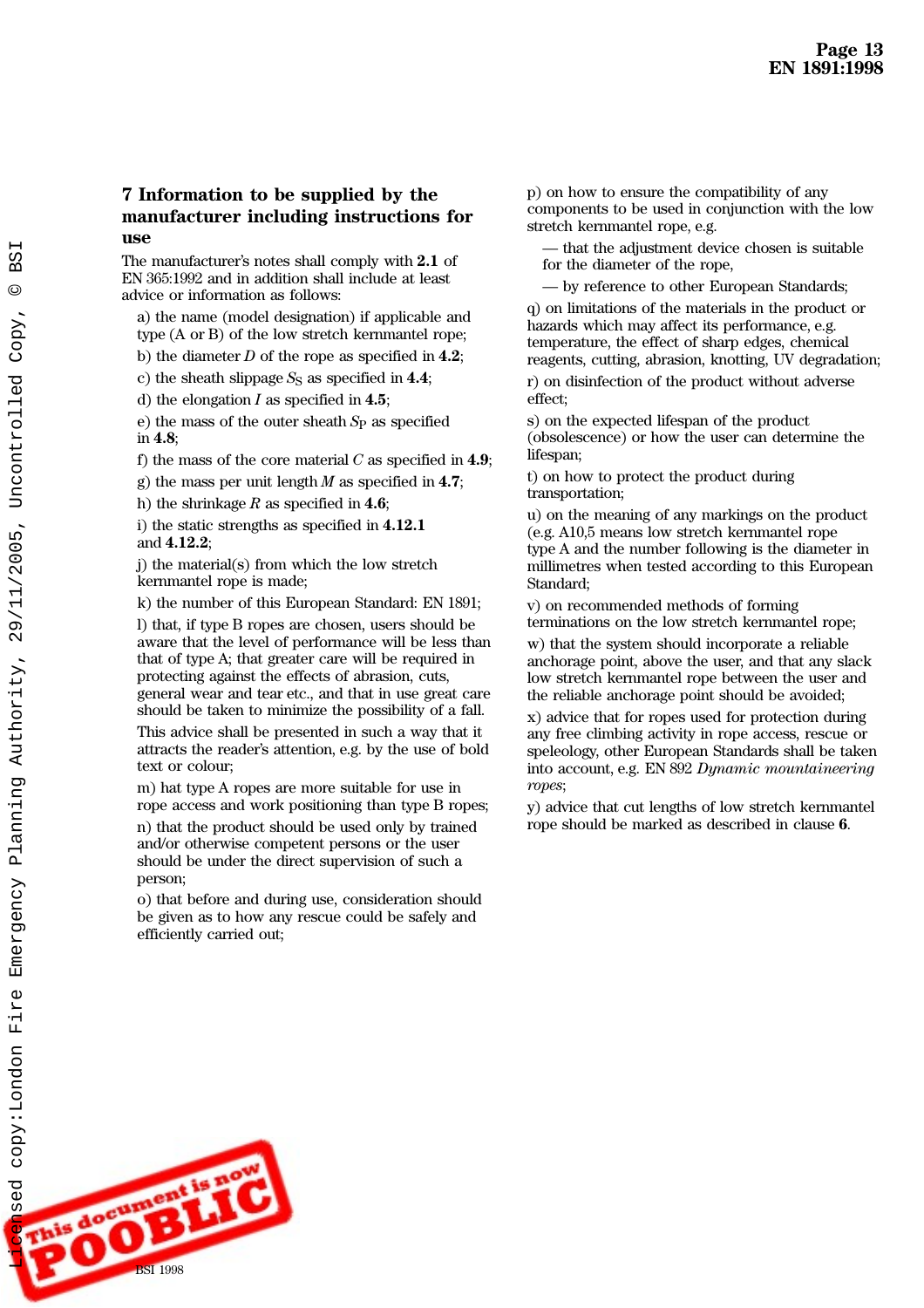## 7 Information to be supplied by the manufacturer including instructions for use

The manufacturer's notes shall comply with **2.1** of EN 365:1992 and in addition shall include at least advice or information as follows:

a) the name (model designation) if applicable and type (A or B) of the low stretch kernmantel rope;

b) the diameter $D$ of the rope as specified in **4.2**;

c) the sheath slippage $S_S$ as specified in **4.4**;

d) the elongation $I$ as specified in **4.5**;

e) the mass of the outer sheath $S_P$ as specified in **4.8**;

f) the mass of the core material $C$ as specified in **4.9**;

g) the mass per unit length $M$ as specified in **4.7**;

h) the shrinkage $R$ as specified in **4.6**;

i) the static strengths as specified in **4.12.1** and **4.12.2**;

j) the material(s) from which the low stretch kernmantel rope is made;

k) the number of this European Standard: EN 1891;

l) that, if type B ropes are chosen, users should be aware that the level of performance will be less than that of type A; that greater care will be required in protecting against the effects of abrasion, cuts, general wear and tear etc., and that in use great care should be taken to minimize the possibility of a fall.

This advice shall be presented in such a way that it attracts the reader's attention, e.g. by the use of bold text or colour;

m) hat type A ropes are more suitable for use in rope access and work positioning than type B ropes;

n) that the product should be used only by trained and/or otherwise competent persons or the user should be under the direct supervision of such a person;

o) that before and during use, consideration should be given as to how any rescue could be safely and efficiently carried out;

p) on how to ensure the compatibility of any components to be used in conjunction with the low stretch kernmantel rope, e.g.

— that the adjustment device chosen is suitable for the diameter of the rope,

— by reference to other European Standards;

q) on limitations of the materials in the product or hazards which may affect its performance, e.g. temperature, the effect of sharp edges, chemical reagents, cutting, abrasion, knotting, UV degradation;

r) on disinfection of the product without adverse effect;

s) on the expected lifespan of the product (obsolescence) or how the user can determine the lifespan;

t) on how to protect the product during transportation;

u) on the meaning of any markings on the product (e.g. A10,5 means low stretch kernmantel rope type A and the number following is the diameter in millimetres when tested according to this European Standard;

v) on recommended methods of forming terminations on the low stretch kernmantel rope;

w) that the system should incorporate a reliable anchorage point, above the user, and that any slack low stretch kernmantel rope between the user and the reliable anchorage point should be avoided;

x) advice that for ropes used for protection during any free climbing activity in rope access, rescue or speleology, other European Standards shall be taken into account, e.g. EN 892 *Dynamic mountaineering ropes*;

y) advice that cut lengths of low stretch kernmantel rope should be marked as described in clause **6**.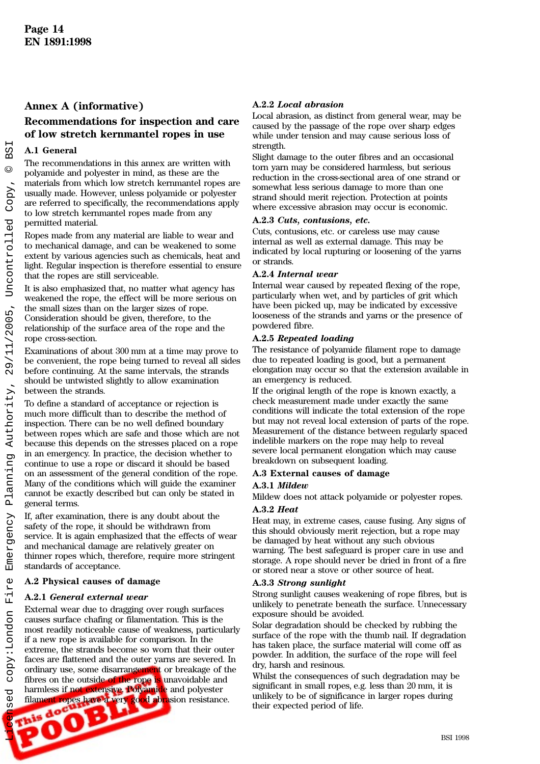## Annex A (informative)

## Recommendations for inspection and care of low stretch kernmantel ropes in use

### A.1 General

The recommendations in this annex are written with polyamide and polyester in mind, as these are the materials from which low stretch kernmantel ropes are usually made. However, unless polyamide or polyester are referred to specifically, the recommendations apply to low stretch kernmantel ropes made from any permitted material.

Ropes made from any material are liable to wear and to mechanical damage, and can be weakened to some extent by various agencies such as chemicals, heat and light. Regular inspection is therefore essential to ensure that the ropes are still serviceable.

It is also emphasized that, no matter what agency has weakened the rope, the effect will be more serious on the small sizes than on the larger sizes of rope. Consideration should be given, therefore, to the relationship of the surface area of the rope and the rope cross-section.

Examinations of about 300 mm at a time may prove to be convenient, the rope being turned to reveal all sides before continuing. At the same intervals, the strands should be untwisted slightly to allow examination between the strands.

To define a standard of acceptance or rejection is much more difficult than to describe the method of inspection. There can be no well defined boundary between ropes which are safe and those which are not because this depends on the stresses placed on a rope in an emergency. In practice, the decision whether to continue to use a rope or discard it should be based on an assessment of the general condition of the rope. Many of the conditions which will guide the examiner cannot be exactly described but can only be stated in general terms.

If, after examination, there is any doubt about the safety of the rope, it should be withdrawn from service. It is again emphasized that the effects of wear and mechanical damage are relatively greater on thinner ropes which, therefore, require more stringent standards of acceptance.

### A.2 Physical causes of damage

#### A.2.1 *General external wear*

External wear due to dragging over rough surfaces causes surface chafing or filamentation. This is the most readily noticeable cause of weakness, particularly if a new rope is available for comparison. In the extreme, the strands become so worn that their outer faces are flattened and the outer yarns are severed. In ordinary use, some disarrangement or breakage of the fibres on the outside of the rope is unavoidable and harmless if not extensive. Polyamide and polyester filament ropes have a very good abrasion resistance.

#### A.2.2 *Local abrasion*

Local abrasion, as distinct from general wear, may be caused by the passage of the rope over sharp edges while under tension and may cause serious loss of strength.

Slight damage to the outer fibres and an occasional torn yarn may be considered harmless, but serious reduction in the cross-sectional area of one strand or somewhat less serious damage to more than one strand should merit rejection. Protection at points where excessive abrasion may occur is economic.

#### A.2.3 *Cuts, contusions, etc.*

Cuts, contusions, etc. or careless use may cause internal as well as external damage. This may be indicated by local rupturing or loosening of the yarns or strands.

#### A.2.4 *Internal wear*

Internal wear caused by repeated flexing of the rope, particularly when wet, and by particles of grit which have been picked up, may be indicated by excessive looseness of the strands and yarns or the presence of powdered fibre.

#### A.2.5 *Repeated loading*

The resistance of polyamide filament rope to damage due to repeated loading is good, but a permanent elongation may occur so that the extension available in an emergency is reduced.

If the original length of the rope is known exactly, a check measurement made under exactly the same conditions will indicate the total extension of the rope but may not reveal local extension of parts of the rope. Measurement of the distance between regularly spaced indelible markers on the rope may help to reveal severe local permanent elongation which may cause breakdown on subsequent loading.

### A.3 External causes of damage

#### A.3.1 *Mildew*

Mildew does not attack polyamide or polyester ropes.

#### A.3.2 *Heat*

Heat may, in extreme cases, cause fusing. Any signs of this should obviously merit rejection, but a rope may be damaged by heat without any such obvious warning. The best safeguard is proper care in use and storage. A rope should never be dried in front of a fire or stored near a stove or other source of heat.

#### A.3.3 *Strong sunlight*

Strong sunlight causes weakening of rope fibres, but is unlikely to penetrate beneath the surface. Unnecessary exposure should be avoided.

Solar degradation should be checked by rubbing the surface of the rope with the thumb nail. If degradation has taken place, the surface material will come off as powder. In addition, the surface of the rope will feel dry, harsh and resinous.

Whilst the consequences of such degradation may be significant in small ropes, e.g. less than 20 mm, it is unlikely to be of significance in larger ropes during their expected period of life.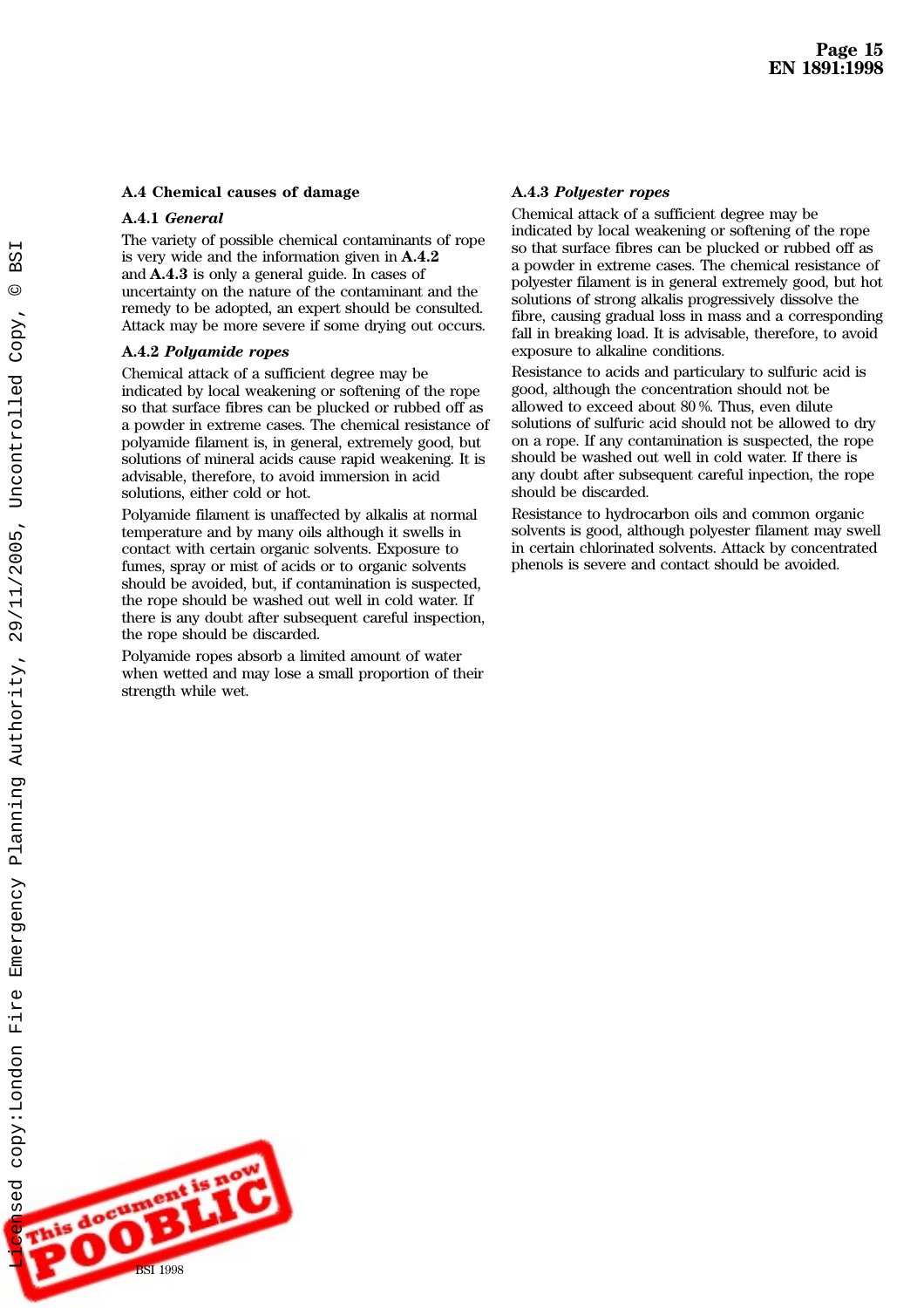## A.4 Chemical causes of damage

### A.4.1 *General*

The variety of possible chemical contaminants of rope is very wide and the information given in **A.4.2** and **A.4.3** is only a general guide. In cases of uncertainty on the nature of the contaminant and the remedy to be adopted, an expert should be consulted. Attack may be more severe if some drying out occurs.

### A.4.2 *Polyamide ropes*

Chemical attack of a sufficient degree may be indicated by local weakening or softening of the rope so that surface fibres can be plucked or rubbed off as a powder in extreme cases. The chemical resistance of polyamide filament is, in general, extremely good, but solutions of mineral acids cause rapid weakening. It is advisable, therefore, to avoid immersion in acid solutions, either cold or hot.

Polyamide filament is unaffected by alkalis at normal temperature and by many oils although it swells in contact with certain organic solvents. Exposure to fumes, spray or mist of acids or to organic solvents should be avoided, but, if contamination is suspected, the rope should be washed out well in cold water. If there is any doubt after subsequent careful inspection, the rope should be discarded.

Polyamide ropes absorb a limited amount of water when wetted and may lose a small proportion of their strength while wet.

### A.4.3 *Polyester ropes*

Chemical attack of a sufficient degree may be indicated by local weakening or softening of the rope so that surface fibres can be plucked or rubbed off as a powder in extreme cases. The chemical resistance of polyester filament is in general extremely good, but hot solutions of strong alkalis progressively dissolve the fibre, causing gradual loss in mass and a corresponding fall in breaking load. It is advisable, therefore, to avoid exposure to alkaline conditions.

Resistance to acids and particulary to sulfuric acid is good, although the concentration should not be allowed to exceed about 80 %. Thus, even dilute solutions of sulfuric acid should not be allowed to dry on a rope. If any contamination is suspected, the rope should be washed out well in cold water. If there is any doubt after subsequent careful inpection, the rope should be discarded.

Resistance to hydrocarbon oils and common organic solvents is good, although polyester filament may swell in certain chlorinated solvents. Attack by concentrated phenols is severe and contact should be avoided.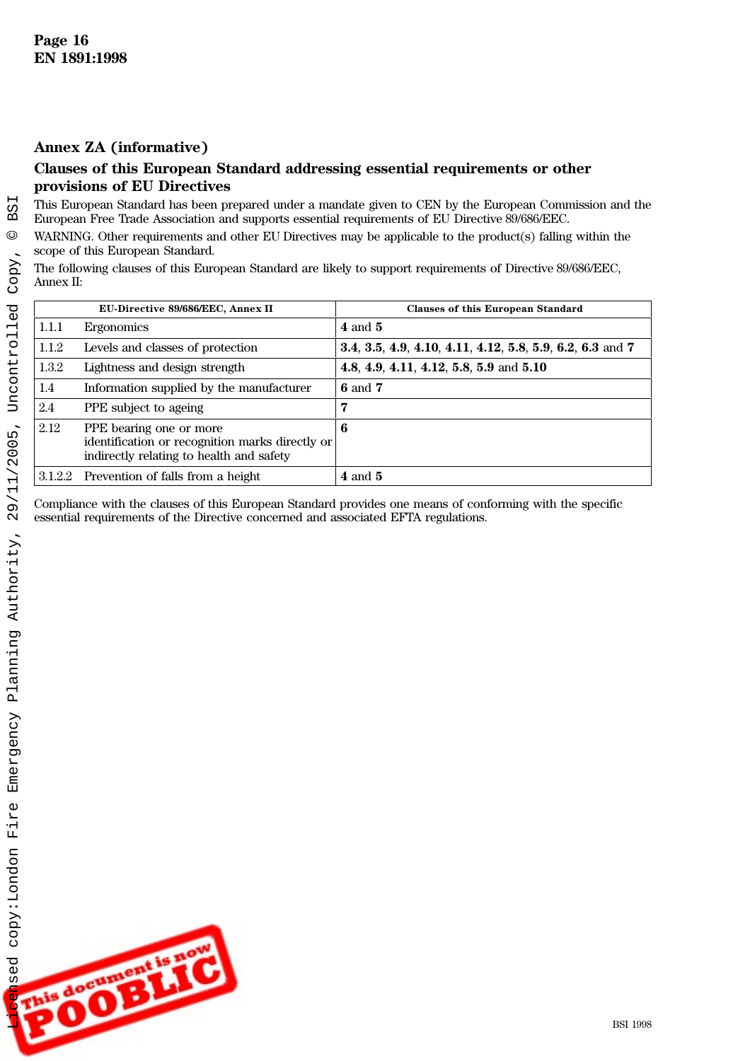## Annex ZA (informative)

## Clauses of this European Standard addressing essential requirements or other provisions of EU Directives

This European Standard has been prepared under a mandate given to CEN by the European Commission and the European Free Trade Association and supports essential requirements of EU Directive 89/686/EEC.

WARNING. Other requirements and other EU Directives may be applicable to the product(s) falling within the scope of this European Standard.

The following clauses of this European Standard are likely to support requirements of Directive 89/686/EEC, Annex II:

| EU-Directive 89/686/EEC, Annex II | | Clauses of this European Standard |
|---|---|---|
| 1.1.1 | Ergonomics | **4** and **5** |
| 1.1.2 | Levels and classes of protection | **3.4**, **3.5**, **4.9**, **4.10**, **4.11**, **4.12**, **5.8**, **5.9**, **6.2**, **6.3** and **7** |
| 1.3.2 | Lightness and design strength | **4.8**, **4.9**, **4.11**, **4.12**, **5.8**, **5.9** and **5.10** |
| 1.4 | Information supplied by the manufacturer | **6** and **7** |
| 2.4 | PPE subject to ageing | **7** |
| 2.12 | PPE bearing one or more identification or recognition marks directly or indirectly relating to health and safety | **6** |
| 3.1.2.2 | Prevention of falls from a height | **4** and **5** |

Compliance with the clauses of this European Standard provides one means of conforming with the specific essential requirements of the Directive concerned and associated EFTA regulations.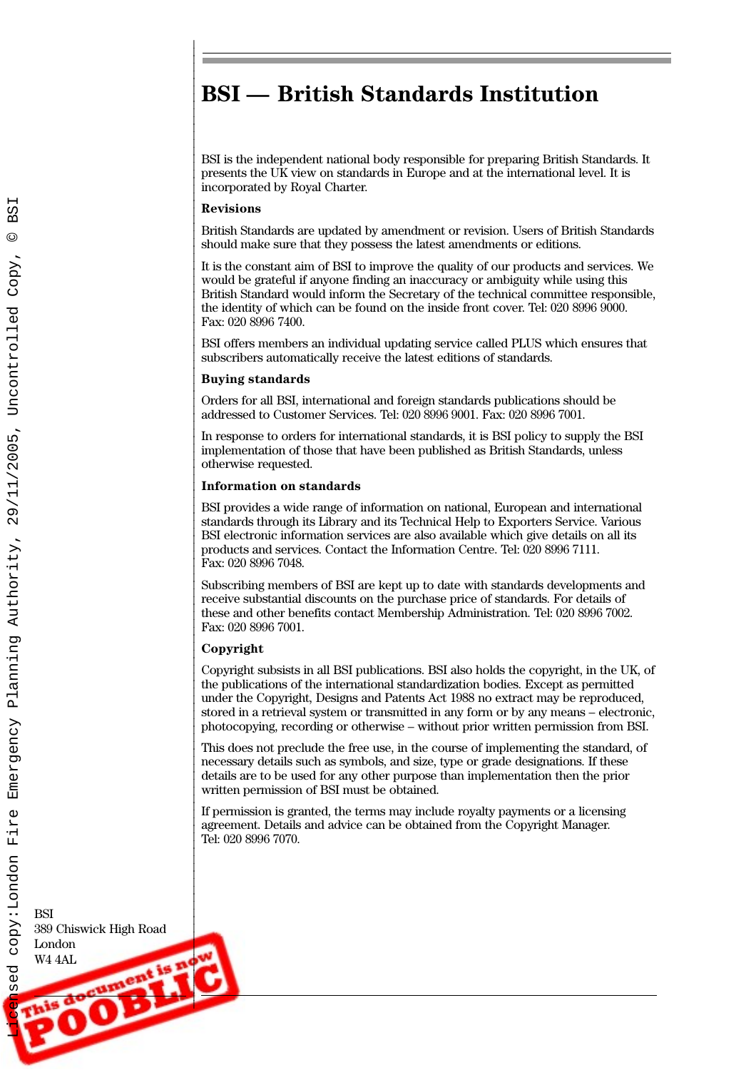# BSI — British Standards Institution

BSI is the independent national body responsible for preparing British Standards. It presents the UK view on standards in Europe and at the international level. It is incorporated by Royal Charter.

**Revisions**

British Standards are updated by amendment or revision. Users of British Standards should make sure that they possess the latest amendments or editions.

It is the constant aim of BSI to improve the quality of our products and services. We would be grateful if anyone finding an inaccuracy or ambiguity while using this British Standard would inform the Secretary of the technical committee responsible, the identity of which can be found on the inside front cover. Tel: 020 8996 9000. Fax: 020 8996 7400.

BSI offers members an individual updating service called PLUS which ensures that subscribers automatically receive the latest editions of standards.

**Buying standards**

Orders for all BSI, international and foreign standards publications should be addressed to Customer Services. Tel: 020 8996 9001. Fax: 020 8996 7001.

In response to orders for international standards, it is BSI policy to supply the BSI implementation of those that have been published as British Standards, unless otherwise requested.

**Information on standards**

BSI provides a wide range of information on national, European and international standards through its Library and its Technical Help to Exporters Service. Various BSI electronic information services are also available which give details on all its products and services. Contact the Information Centre. Tel: 020 8996 7111. Fax: 020 8996 7048.

Subscribing members of BSI are kept up to date with standards developments and receive substantial discounts on the purchase price of standards. For details of these and other benefits contact Membership Administration. Tel: 020 8996 7002. Fax: 020 8996 7001.

**Copyright**

Copyright subsists in all BSI publications. BSI also holds the copyright, in the UK, of the publications of the international standardization bodies. Except as permitted under the Copyright, Designs and Patents Act 1988 no extract may be reproduced, stored in a retrieval system or transmitted in any form or by any means – electronic, photocopying, recording or otherwise – without prior written permission from BSI.

This does not preclude the free use, in the course of implementing the standard, of necessary details such as symbols, and size, type or grade designations. If these details are to be used for any other purpose than implementation then the prior written permission of BSI must be obtained.

If permission is granted, the terms may include royalty payments or a licensing agreement. Details and advice can be obtained from the Copyright Manager. Tel: 020 8996 7070.

BSI
389 Chiswick High Road
London
W4 4AL